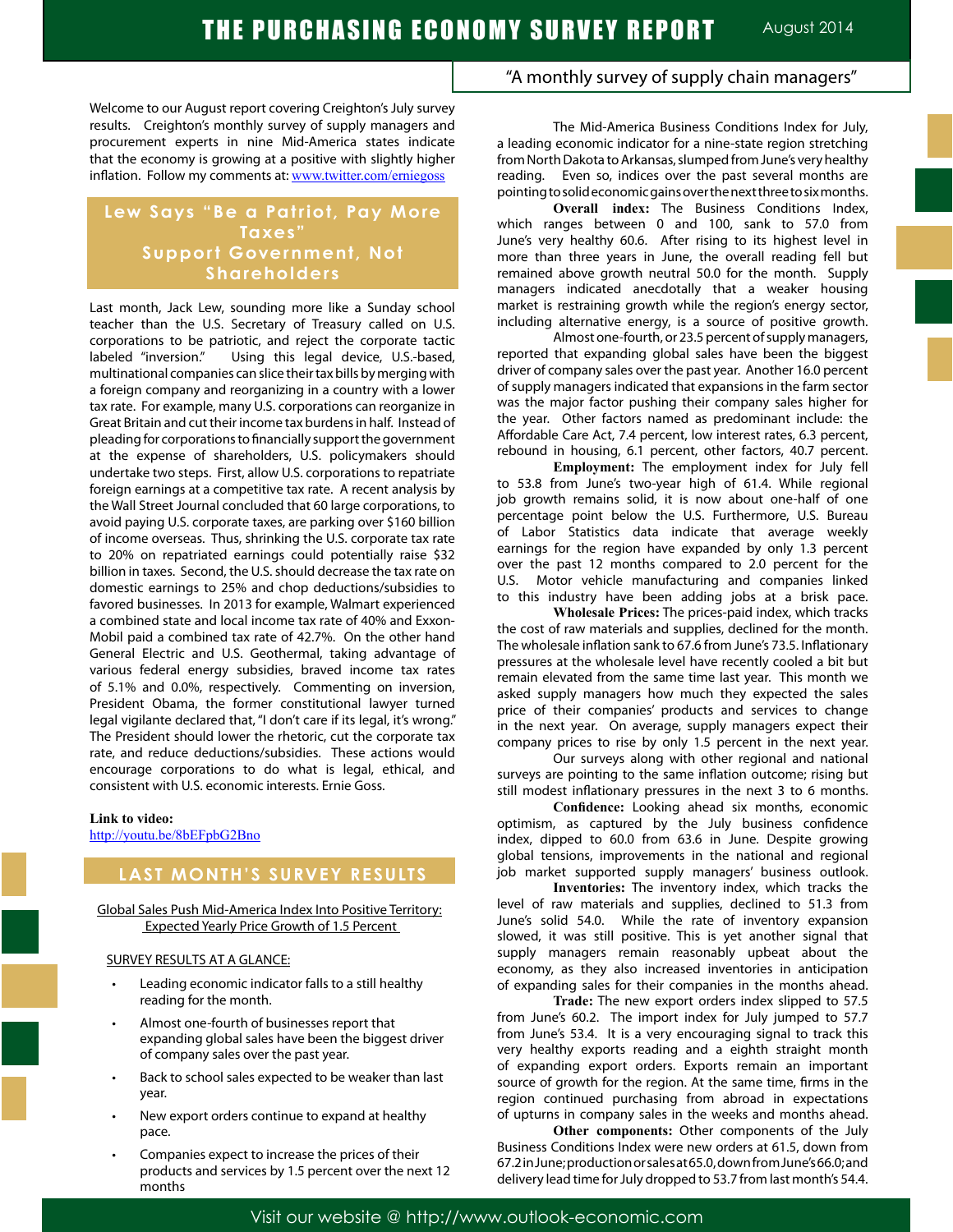# THE PURCHASING ECONOMY SURVEY REPORT

August 2014

"A monthly survey of supply chain managers"

Welcome to our August report covering Creighton's July survey results. Creighton's monthly survey of supply managers and procurement experts in nine Mid-America states indicate that the economy is growing at a positive with slightly higher inflation. Follow my comments at: [www.twitter.com/erniegoss](http://www.twitter.com/erniegoss)

## Lew Says "Be a Patriot, Pay More Taxes" Support Government, Not Shareholders

Last month, Jack Lew, sounding more like a Sunday school teacher than the U.S. Secretary of Treasury called on U.S. corporations to be patriotic, and reject the corporate tactic labeled "inversion." Using this legal device, U.S.-based, multinational companies can slice their tax bills by merging with a foreign company and reorganizing in a country with a lower tax rate. For example, many U.S. corporations can reorganize in Great Britain and cut their income tax burdens in half. Instead of pleading for corporations to financially support the government at the expense of shareholders, U.S. policymakers should undertake two steps. First, allow U.S. corporations to repatriate foreign earnings at a competitive tax rate. A recent analysis by the Wall Street Journal concluded that 60 large corporations, to avoid paying U.S. corporate taxes, are parking over $160 billion of income overseas. Thus, shrinking the U.S. corporate tax rate to 20% on repatriated earnings could potentially raise $32 billion in taxes. Second, the U.S. should decrease the tax rate on domestic earnings to 25% and chop deductions/subsidies to favored businesses. In 2013 for example, Walmart experienced a combined state and local income tax rate of 40% and Exxon-Mobil paid a combined tax rate of 42.7%. On the other hand General Electric and U.S. Geothermal, taking advantage of various federal energy subsidies, braved income tax rates of 5.1% and 0.0%, respectively. Commenting on inversion, President Obama, the former constitutional lawyer turned legal vigilante declared that, "I don't care if its legal, it's wrong." The President should lower the rhetoric, cut the corporate tax rate, and reduce deductions/subsidies. These actions would encourage corporations to do what is legal, ethical, and consistent with U.S. economic interests. Ernie Goss.

**Link to video:**
[http://youtu.be/8bEFpbG2Bno](http://youtu.be/8bEFpbG2Bno)

## LAST MONTH'S SURVEY RESULTS

Global Sales Push Mid-America Index Into Positive Territory: Expected Yearly Price Growth of 1.5 Percent

SURVEY RESULTS AT A GLANCE:

- Leading economic indicator falls to a still healthy reading for the month.
- Almost one-fourth of businesses report that expanding global sales have been the biggest driver of company sales over the past year.
- Back to school sales expected to be weaker than last year.
- New export orders continue to expand at healthy pace.
- Companies expect to increase the prices of their products and services by 1.5 percent over the next 12 months

The Mid-America Business Conditions Index for July, a leading economic indicator for a nine-state region stretching from North Dakota to Arkansas, slumped from June's very healthy reading. Even so, indices over the past several months are pointing to solid economic gains over the next three to six months.

**Overall index:** The Business Conditions Index, which ranges between 0 and 100, sank to 57.0 from June's very healthy 60.6. After rising to its highest level in more than three years in June, the overall reading fell but remained above growth neutral 50.0 for the month. Supply managers indicated anecdotally that a weaker housing market is restraining growth while the region's energy sector, including alternative energy, is a source of positive growth.

Almost one-fourth, or 23.5 percent of supply managers, reported that expanding global sales have been the biggest driver of company sales over the past year. Another 16.0 percent of supply managers indicated that expansions in the farm sector was the major factor pushing their company sales higher for the year. Other factors named as predominant include: the Affordable Care Act, 7.4 percent, low interest rates, 6.3 percent, rebound in housing, 6.1 percent, other factors, 40.7 percent.

**Employment:** The employment index for July fell to 53.8 from June's two-year high of 61.4. While regional job growth remains solid, it is now about one-half of one percentage point below the U.S. Furthermore, U.S. Bureau of Labor Statistics data indicate that average weekly earnings for the region have expanded by only 1.3 percent over the past 12 months compared to 2.0 percent for the U.S. Motor vehicle manufacturing and companies linked to this industry have been adding jobs at a brisk pace.

**Wholesale Prices:** The prices-paid index, which tracks the cost of raw materials and supplies, declined for the month. The wholesale inflation sank to 67.6 from June's 73.5. Inflationary pressures at the wholesale level have recently cooled a bit but remain elevated from the same time last year. This month we asked supply managers how much they expected the sales price of their companies' products and services to change in the next year. On average, supply managers expect their company prices to rise by only 1.5 percent in the next year.

Our surveys along with other regional and national surveys are pointing to the same inflation outcome; rising but still modest inflationary pressures in the next 3 to 6 months.

**Confidence:** Looking ahead six months, economic optimism, as captured by the July business confidence index, dipped to 60.0 from 63.6 in June. Despite growing global tensions, improvements in the national and regional job market supported supply managers' business outlook.

**Inventories:** The inventory index, which tracks the level of raw materials and supplies, declined to 51.3 from June's solid 54.0. While the rate of inventory expansion slowed, it was still positive. This is yet another signal that supply managers remain reasonably upbeat about the economy, as they also increased inventories in anticipation of expanding sales for their companies in the months ahead.

**Trade:** The new export orders index slipped to 57.5 from June's 60.2. The import index for July jumped to 57.7 from June's 53.4. It is a very encouraging signal to track this very healthy exports reading and a eighth straight month of expanding export orders. Exports remain an important source of growth for the region. At the same time, firms in the region continued purchasing from abroad in expectations of upturns in company sales in the weeks and months ahead.

**Other components:** Other components of the July Business Conditions Index were new orders at 61.5, down from 67.2 in June; production or sales at 65.0, down from June's 66.0; and delivery lead time for July dropped to 53.7 from last month's 54.4.

Visit our website @ http://www.outlook-economic.com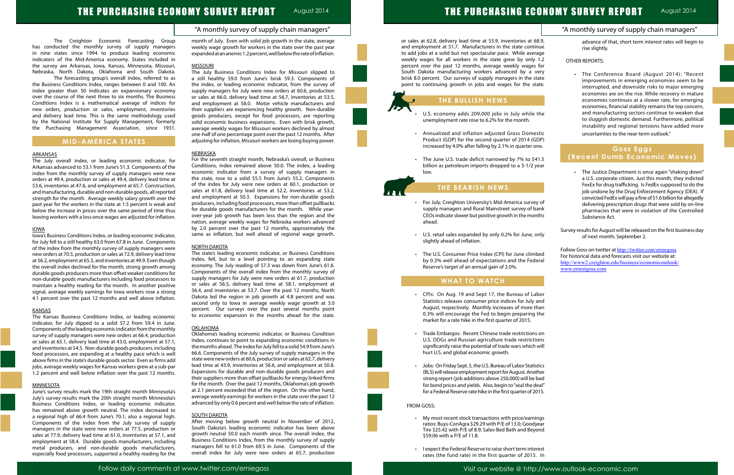"A monthly survey of supply chain managers"

The Creighton Economic Forecasting Group has conducted the monthly survey of supply managers in nine states since 1994 to produce leading economic indicators of the Mid-America economy. States included in the survey are Arkansas, Iowa, Kansas, Minnesota, Missouri, Nebraska, North Dakota, Oklahoma and South Dakota.

The forecasting group's overall index, referred to as the Business Conditions Index, ranges between 0 and 100. An index greater than 50 indicates an expansionary economy over the course of the next three to six months. The Business Conditions Index is a mathematical average of indices for new orders, production or sales, employment, inventories and delivery lead time. This is the same methodology used by the National Institute for Supply Management, formerly the Purchasing Management Association, since 1931.

## MID-AMERICA STATES

### ARKANSAS

The July overall index, or leading economic indicator, for Arkansas advanced to 53.1 from June's 51.3. Components of the index from the monthly survey of supply managers were new orders at 49.4, production or sales at 49.4, delivery lead time at 53.6, inventories at 47.6, and employment at 65.7. Construction, and manufacturing, durable and non-durable goods, all reported strength for the month. Average weekly salary growth over the past year for the workers in the state at 1.5 percent is weak and below the increase in prices over the same period of time thus leaving workers with a loss once wages are adjusted for inflation.

### IOWA

Iowa's Business Conditions Index, or leading economic indicator, for July fell to a still healthy 63.0 from 67.8 in June. Components of the index from the monthly survey of supply managers were new orders at 70.5, production or sales at 72.9, delivery lead time at 56.2, employment at 65.5, and inventories at 49.9. Even though the overall index declined for the month, strong growth among durable goods producers more than offset weaker conditions for non-durable goods manufacturers including food processors to maintain a healthy reading for the month. In another positive signal, average weekly earnings for Iowa workers rose a strong 4.1 percent over the past 12 months and well above inflation.

### KANSAS

The Kansas Business Conditions Index, or leading economic indicator, for July dipped to a solid 57.2 from 59.4 in June. Components of the leading economic indicator from the monthly survey of supply managers were new orders at 66.4, production or sales at 65.1, delivery lead time at 43.0, employment at 57.1, and inventories at 54.5. Non-durable goods producers, including food processors, are expanding at a healthy pace which is well above firms in the state's durable goods sector. Even as firms add jobs, average weekly wages for Kansas workers grew at a sub-par 1.2 percent and well below inflation over the past 12 months.

### MINNESOTA

June's survey results mark the 19th straight month Minnesota's July's survey results mark the 20th straight month Minnesota's Business Conditions Index, or leading economic indicator, has remained above growth neutral. The index decreased to a regional high of 66.4 from June's 70.1, also a regional high. Components of the index from the July survey of supply managers in the state were new orders at 77.5, production or sales at 77.9, delivery lead time at 61.0, inventories at 57.1, and employment at 58.4. Durable goods manufacturers, including metal producers, and non-durable goods manufacturers, especially food processors, supported a healthy reading for the month of July. Even with solid job growth in the state, average weekly wage growth for workers in the state over the past year expanded at an anemic 1.2 percent, well below the rate of inflation.

### MISSOURI

The July Business Conditions Index for Missouri slipped to a still healthy 59.0 from June's brisk 59.3. Components of the index, or leading economic indicator, from the survey of supply managers for July were new orders at 60.6, production or sales at 66.0, delivery lead time at 56.7, inventories at 53.5, and employment at 58.0. Motor vehicle manufacturers and their suppliers are experiencing healthy growth. Non-durable goods producers, except for food processors, are reporting solid economic business expansions. Even with brisk growth, average weekly wages for Missouri workers declined by almost one-half of one percentage point over the past 12 months. After adjusting for inflation, Missouri workers are losing buying power.

### NEBRASKA

For the seventh straight month, Nebraska's overall, or Business Conditions, index remained above 50.0. The index, a leading economic indicator from a survey of supply managers in the state, rose to a solid 55.5 from June's 55.2. Components of the index for July were new orders at 60.1, production or sales at 61.8, delivery lead time at 52.2, inventories at 53.2, and employment at 50.3. Expansions for non-durable goods producers, including food processors, more than offset pullbacks for durable goods manufacturers for the month. While year-over-year job growth has been less than the region and the nation, average weekly wages for Nebraska workers advanced by 2.0 percent over the past 12 months, approximately the same as inflation, but well ahead of regional wage growth.

### NORTH DAKOTA

The state's leading economic indicator, or Business Conditions Index, fell, but to a level pointing to an expanding state economy. The July reading of 57.3 was down from June's 61.6. Components of the overall index from the monthly survey of supply managers for July were new orders at 61.7, production or sales at 56.5, delivery lead time at 58.1, employment at 56.4, and inventories at 53.7. Over the past 12 months, North Dakota led the region in job growth at 4.8 percent and was second only to Iowa in average weekly wage growth at 3.0 percent. Our surveys over the past several months point to economic expansion in the months ahead for the state.

### OKLAHOMA

Oklahoma's leading economic indicator, or Business Condition Index, continues to point to expanding economic conditions in the months ahead. The index for July fell to a solid 54.9 from June's 66.6. Components of the July survey of supply managers in the state were new orders at 60.6, production or sales at 62.7, delivery lead time at 43.9, inventories at 56.6, and employment at 50.8. Expansions for durable and non-durable goods producers and their suppliers more than offset pullbacks for energy linked firms for the month. Over the past 12 months, Oklahoma's job growth at 2.1 percent exceeded that of the region. On the other hand, average weekly earnings for workers in the state over the past 12 advanced by only 0.6 percent and well below the rate of inflation.

### SOUTH DAKOTA

After moving below growth neutral in November of 2012, South Dakota's leading economic indicator has been above growth neutral 50.0 each month since. The overall index, the Business Conditions Index, from the monthly survey of supply managers fell to 61.0 from 69.5 in June. Components of the overall index for July were new orders at 65.7, production or sales at 62.8, delivery lead time at 55.9, inventories at 68.9, and employment at 51.7. Manufacturers in the state continue to add jobs at a solid but not spectacular pace. While average weekly wages for all workers in the state grew by only 1.2 percent over the past 12 months, average weekly wages for South Dakota manufacturing workers advanced by a very brisk 8.0 percent. Our surveys of supply managers in the state point to continuing growth in jobs and wages for the state.

## THE BULLISH NEWS

- U.S. economy adds 209,000 jobs in July while the unemployment rate rose to 6.2% for the month.
- Annualized and inflation adjusted Gross Domestic Product (GDP) for the second quarter of 2014 (GDP) increased by 4.0% after falling by 2.1% in quarter one.
- The June U.S. trade deficit narrowed by 7% to $41.5 billion as petroleum imports dropped to a 3-1/2 year low.

## THE BEARISH NEWS

- For July, Creighton University's Mid-America survey of supply managers and Rural Mainstreet survey of bank CEOs indicate slower but positive growth in the months ahead.
- U.S. retail sales expanded by only 0.2% for June, only slightly ahead of inflation.
- The U.S. Consumer Price Index (CPI) for June climbed by 0.3% well ahead of expectations and the Federal Reserve's target of an annual gain of 2.0%.

## WHAT TO WATCH

- CPIs: On Aug. 19 and Sept 17, the Bureau of Labor Statistics releases consumer price indices for July and August, respectively. Monthly increases of more than 0.3% will encourage the Fed to begin preparing the market for a rate hike in the first quarter of 2015.
- Trade Embargos: Recent Chinese trade restrictions on U.S. DDGs and Russian agriculture trade restrictions significantly raise the potential of trade wars which will hurt U.S. and global economic growth.
- Jobs: On Friday Sept. 5, the U.S. Bureau of Labor Statistics (BLS) will release employment report for August. Another strong report (job additions above 250,000) will be bad for bond prices and yields. Also, begin to "seal the deal" for a Federal Reserve rate hike in the first quarter of 2015.

FROM GOSS:

- My most recent stock transactions with price/earnings ratios: Buys-ConAgra $29.29 with P/E of 13.0; Goodyear Tire $25.42 with P/E of 8.9; Sales-Bed Bath and Beyond $59.06 with a P/E of 11.8.
- I expect the Federal Reserve to raise short term interest rates (the fund rate) in the first quarter of 2015. In advance of that, short term interest rates will begin to rise slightly.

OTHER REPORTS:

- The Conference Board (August 2014): "Recent improvements in emerging economies seem to be interrupted, and downside risks to major emerging economies are on the rise. While recovery in mature economies continues at a slower rate, for emerging economies, financial stability remains the top concern, and manufacturing sectors continue to weaken due to sluggish domestic demand. Furthermore, political instability and regional tensions have added more uncertainties to the near-term outlook."

## Goss Eggs (Recent Dumb Economic Moves)

- The Justice Department is once again "shaking down" a U.S. corporate citizen. Just this month, they indicted FexEx for drug trafficking. Is FedEx supposed to do the job undone by the Drug Enforcement Agency (DEA). If convicted FedEx will pay a fine of $1.6 billion for allegedly delivering prescription drugs that were sold by on-line pharmacies that were in violation of the Controlled Substance Act.

Survey results for August will be released on the first business day of next month, September 2.

Follow Goss on twitter at http://twitter.com/erniegoss
For historical data and forecasts visit our website at:
http://www2.creighton.edu/business/economicoutlook/
www.ernestgoss.com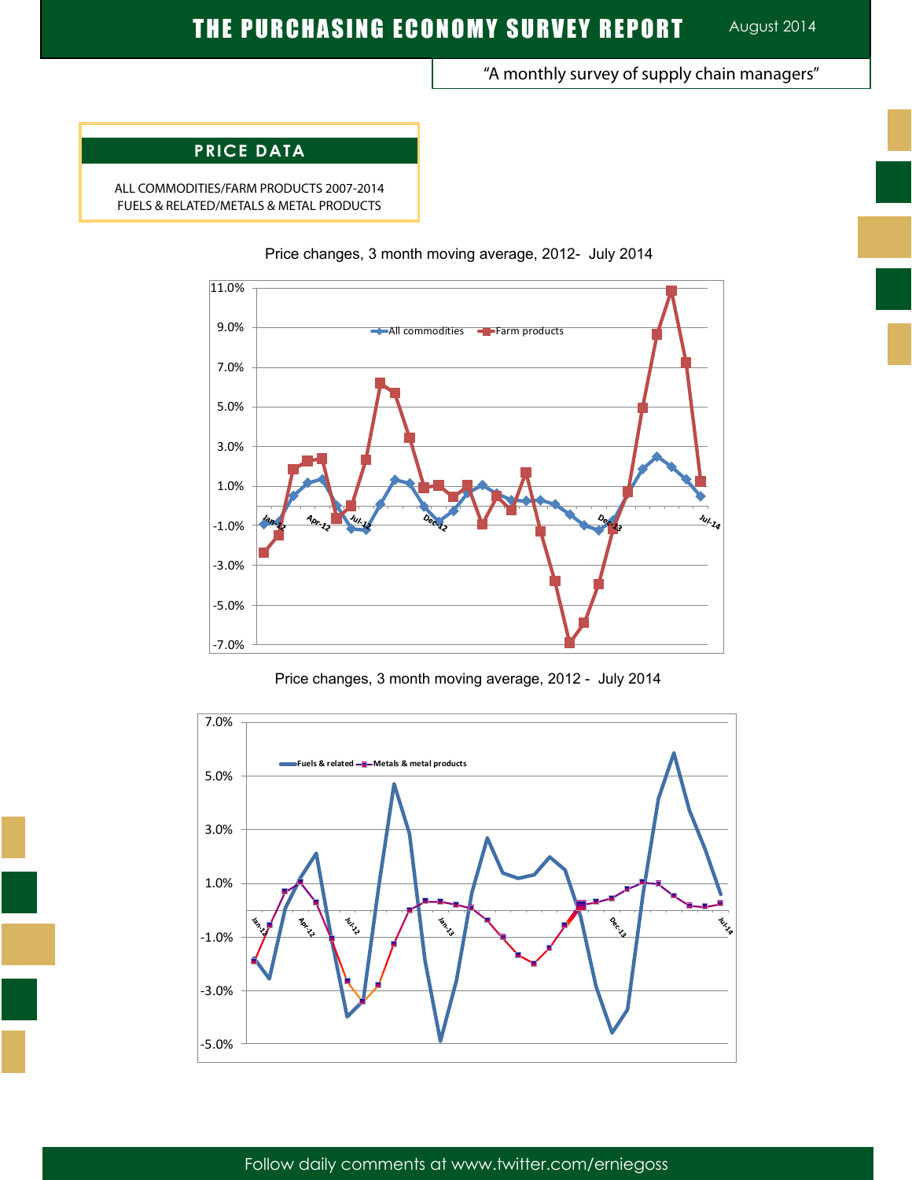# THE PURCHASING ECONOMY SURVEY REPORT

August 2014

"A monthly survey of supply chain managers"

## PRICE DATA

ALL COMMODITIES/FARM PRODUCTS 2007-2014
FUELS & RELATED/METALS & METAL PRODUCTS

Price changes, 3 month moving average, 2012- July 2014

11.0%
9.0%
7.0%
5.0%
3.0%
1.0%
-1.0%
-3.0%
-5.0%
-7.0%

All commodities
Farm products

Jan-12
Apr-12
Jul-12
Dec-12
Dec-13
Jul-14

Price changes, 3 month moving average, 2012 - July 2014

7.0%
5.0%
3.0%
1.0%
-1.0%
-3.0%
-5.0%

Fuels & related
Metals & metal products

Jan-12
Apr-12
Jul-12
Jan-13
Dec-13
Jul-14

Follow daily comments at www.twitter.com/erniegoss